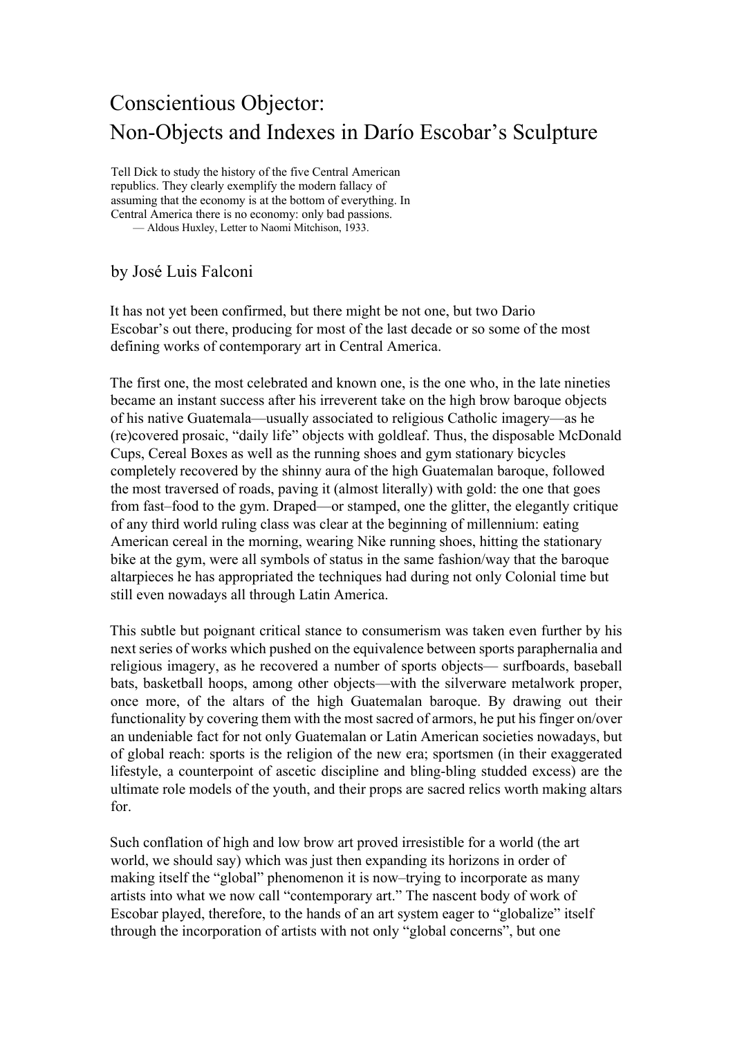# Conscientious Objector: Non-Objects and Indexes in Darío Escobar's Sculpture

> Tell Dick to study the history of the five Central American republics. They clearly exemplify the modern fallacy of assuming that the economy is at the bottom of everything. In Central America there is no economy: only bad passions.
> — Aldous Huxley, Letter to Naomi Mitchison, 1933.

by José Luis Falconi

It has not yet been confirmed, but there might be not one, but two Dario Escobar's out there, producing for most of the last decade or so some of the most defining works of contemporary art in Central America.

The first one, the most celebrated and known one, is the one who, in the late nineties became an instant success after his irreverent take on the high brow baroque objects of his native Guatemala—usually associated to religious Catholic imagery—as he (re)covered prosaic, "daily life" objects with goldleaf. Thus, the disposable McDonald Cups, Cereal Boxes as well as the running shoes and gym stationary bicycles completely recovered by the shinny aura of the high Guatemalan baroque, followed the most traversed of roads, paving it (almost literally) with gold: the one that goes from fast–food to the gym. Draped—or stamped, one the glitter, the elegantly critique of any third world ruling class was clear at the beginning of millennium: eating American cereal in the morning, wearing Nike running shoes, hitting the stationary bike at the gym, were all symbols of status in the same fashion/way that the baroque altarpieces he has appropriated the techniques had during not only Colonial time but still even nowadays all through Latin America.

This subtle but poignant critical stance to consumerism was taken even further by his next series of works which pushed on the equivalence between sports paraphernalia and religious imagery, as he recovered a number of sports objects— surfboards, baseball bats, basketball hoops, among other objects—with the silverware metalwork proper, once more, of the altars of the high Guatemalan baroque. By drawing out their functionality by covering them with the most sacred of armors, he put his finger on/over an undeniable fact for not only Guatemalan or Latin American societies nowadays, but of global reach: sports is the religion of the new era; sportsmen (in their exaggerated lifestyle, a counterpoint of ascetic discipline and bling-bling studded excess) are the ultimate role models of the youth, and their props are sacred relics worth making altars for.

Such conflation of high and low brow art proved irresistible for a world (the art world, we should say) which was just then expanding its horizons in order of making itself the "global" phenomenon it is now–trying to incorporate as many artists into what we now call "contemporary art." The nascent body of work of Escobar played, therefore, to the hands of an art system eager to "globalize" itself through the incorporation of artists with not only "global concerns", but one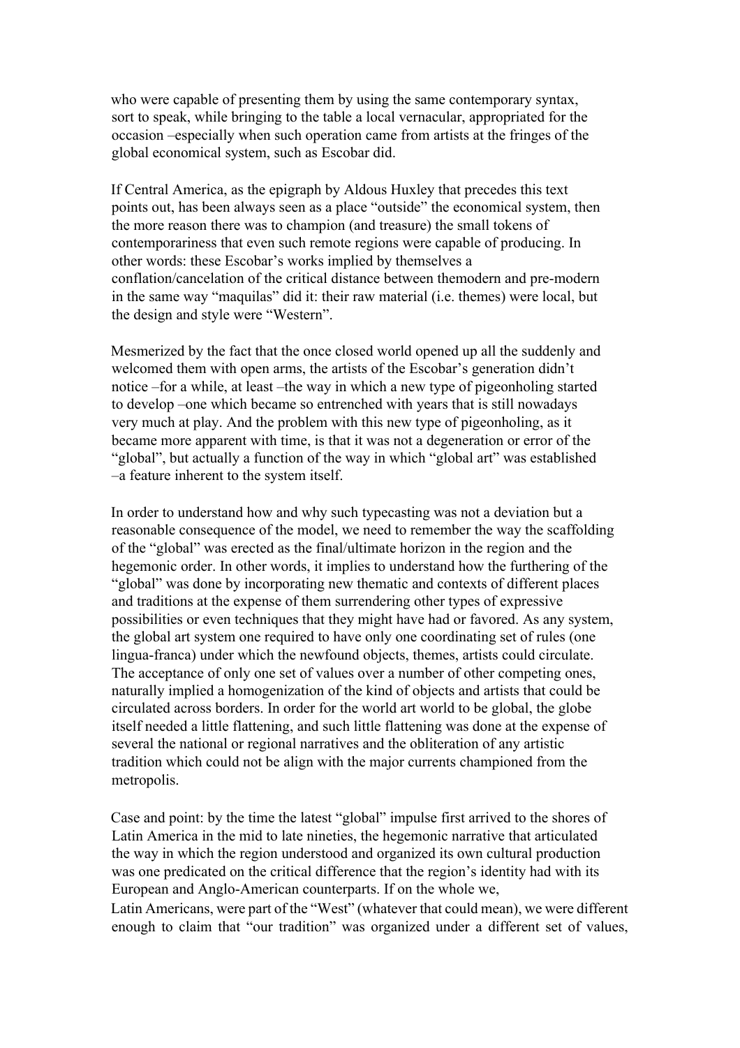who were capable of presenting them by using the same contemporary syntax, sort to speak, while bringing to the table a local vernacular, appropriated for the occasion –especially when such operation came from artists at the fringes of the global economical system, such as Escobar did.

If Central America, as the epigraph by Aldous Huxley that precedes this text points out, has been always seen as a place "outside" the economical system, then the more reason there was to champion (and treasure) the small tokens of contemporariness that even such remote regions were capable of producing. In other words: these Escobar's works implied by themselves a conflation/cancelation of the critical distance between themodern and pre-modern in the same way "maquilas" did it: their raw material (i.e. themes) were local, but the design and style were "Western".

Mesmerized by the fact that the once closed world opened up all the suddenly and welcomed them with open arms, the artists of the Escobar's generation didn't notice –for a while, at least –the way in which a new type of pigeonholing started to develop –one which became so entrenched with years that is still nowadays very much at play. And the problem with this new type of pigeonholing, as it became more apparent with time, is that it was not a degeneration or error of the "global", but actually a function of the way in which "global art" was established –a feature inherent to the system itself.

In order to understand how and why such typecasting was not a deviation but a reasonable consequence of the model, we need to remember the way the scaffolding of the "global" was erected as the final/ultimate horizon in the region and the hegemonic order. In other words, it implies to understand how the furthering of the "global" was done by incorporating new thematic and contexts of different places and traditions at the expense of them surrendering other types of expressive possibilities or even techniques that they might have had or favored. As any system, the global art system one required to have only one coordinating set of rules (one lingua-franca) under which the newfound objects, themes, artists could circulate. The acceptance of only one set of values over a number of other competing ones, naturally implied a homogenization of the kind of objects and artists that could be circulated across borders. In order for the world art world to be global, the globe itself needed a little flattening, and such little flattening was done at the expense of several the national or regional narratives and the obliteration of any artistic tradition which could not be align with the major currents championed from the metropolis.

Case and point: by the time the latest "global" impulse first arrived to the shores of Latin America in the mid to late nineties, the hegemonic narrative that articulated the way in which the region understood and organized its own cultural production was one predicated on the critical difference that the region's identity had with its European and Anglo-American counterparts. If on the whole we, Latin Americans, were part of the "West" (whatever that could mean), we were different enough to claim that "our tradition" was organized under a different set of values,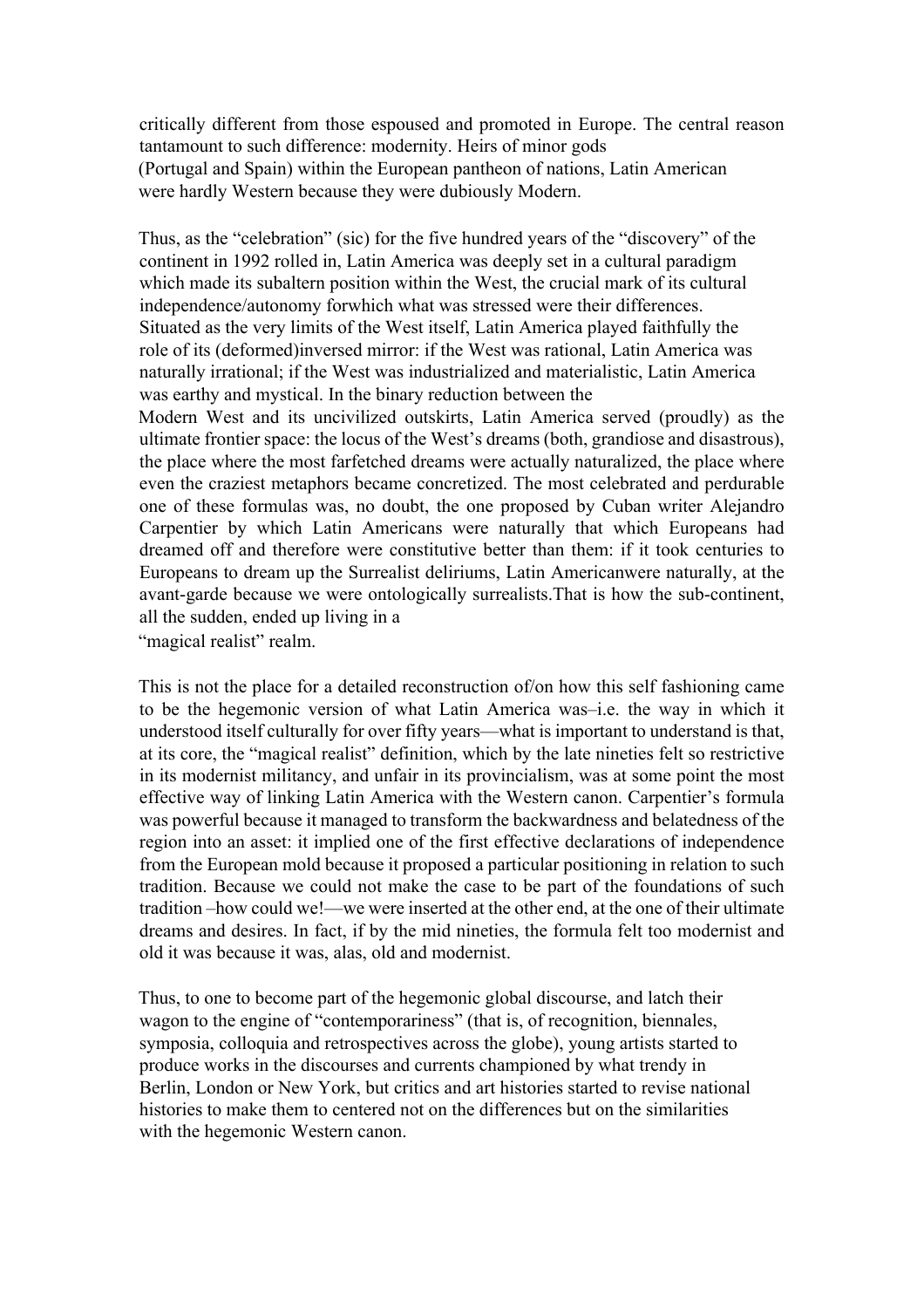critically different from those espoused and promoted in Europe. The central reason tantamount to such difference: modernity. Heirs of minor gods (Portugal and Spain) within the European pantheon of nations, Latin American were hardly Western because they were dubiously Modern.

Thus, as the "celebration" (sic) for the five hundred years of the "discovery" of the continent in 1992 rolled in, Latin America was deeply set in a cultural paradigm which made its subaltern position within the West, the crucial mark of its cultural independence/autonomy forwhich what was stressed were their differences. Situated as the very limits of the West itself, Latin America played faithfully the role of its (deformed)inversed mirror: if the West was rational, Latin America was naturally irrational; if the West was industrialized and materialistic, Latin America was earthy and mystical. In the binary reduction between the Modern West and its uncivilized outskirts, Latin America served (proudly) as the ultimate frontier space: the locus of the West's dreams (both, grandiose and disastrous), the place where the most farfetched dreams were actually naturalized, the place where even the craziest metaphors became concretized. The most celebrated and perdurable one of these formulas was, no doubt, the one proposed by Cuban writer Alejandro Carpentier by which Latin Americans were naturally that which Europeans had dreamed off and therefore were constitutive better than them: if it took centuries to Europeans to dream up the Surrealist deliriums, Latin Americanwere naturally, at the avant-garde because we were ontologically surrealists.That is how the sub-continent, all the sudden, ended up living in a "magical realist" realm.

This is not the place for a detailed reconstruction of/on how this self fashioning came to be the hegemonic version of what Latin America was–i.e. the way in which it understood itself culturally for over fifty years—what is important to understand is that, at its core, the "magical realist" definition, which by the late nineties felt so restrictive in its modernist militancy, and unfair in its provincialism, was at some point the most effective way of linking Latin America with the Western canon. Carpentier's formula was powerful because it managed to transform the backwardness and belatedness of the region into an asset: it implied one of the first effective declarations of independence from the European mold because it proposed a particular positioning in relation to such tradition. Because we could not make the case to be part of the foundations of such tradition –how could we!—we were inserted at the other end, at the one of their ultimate dreams and desires. In fact, if by the mid nineties, the formula felt too modernist and old it was because it was, alas, old and modernist.

Thus, to one to become part of the hegemonic global discourse, and latch their wagon to the engine of "contemporariness" (that is, of recognition, biennales, symposia, colloquia and retrospectives across the globe), young artists started to produce works in the discourses and currents championed by what trendy in Berlin, London or New York, but critics and art histories started to revise national histories to make them to centered not on the differences but on the similarities with the hegemonic Western canon.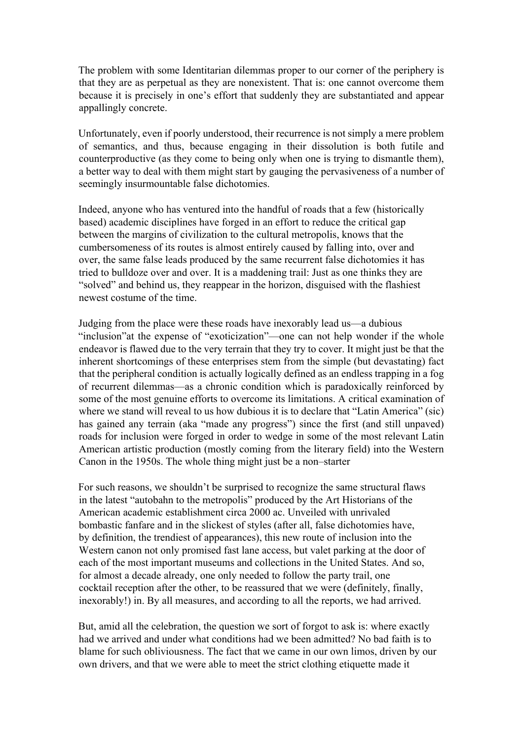The problem with some Identitarian dilemmas proper to our corner of the periphery is that they are as perpetual as they are nonexistent. That is: one cannot overcome them because it is precisely in one's effort that suddenly they are substantiated and appear appallingly concrete.

Unfortunately, even if poorly understood, their recurrence is not simply a mere problem of semantics, and thus, because engaging in their dissolution is both futile and counterproductive (as they come to being only when one is trying to dismantle them), a better way to deal with them might start by gauging the pervasiveness of a number of seemingly insurmountable false dichotomies.

Indeed, anyone who has ventured into the handful of roads that a few (historically based) academic disciplines have forged in an effort to reduce the critical gap between the margins of civilization to the cultural metropolis, knows that the cumbersomeness of its routes is almost entirely caused by falling into, over and over, the same false leads produced by the same recurrent false dichotomies it has tried to bulldoze over and over. It is a maddening trail: Just as one thinks they are "solved" and behind us, they reappear in the horizon, disguised with the flashiest newest costume of the time.

Judging from the place were these roads have inexorably lead us—a dubious "inclusion"at the expense of "exoticization"—one can not help wonder if the whole endeavor is flawed due to the very terrain that they try to cover. It might just be that the inherent shortcomings of these enterprises stem from the simple (but devastating) fact that the peripheral condition is actually logically defined as an endless trapping in a fog of recurrent dilemmas—as a chronic condition which is paradoxically reinforced by some of the most genuine efforts to overcome its limitations. A critical examination of where we stand will reveal to us how dubious it is to declare that "Latin America" (sic) has gained any terrain (aka "made any progress") since the first (and still unpaved) roads for inclusion were forged in order to wedge in some of the most relevant Latin American artistic production (mostly coming from the literary field) into the Western Canon in the 1950s. The whole thing might just be a non–starter

For such reasons, we shouldn't be surprised to recognize the same structural flaws in the latest "autobahn to the metropolis" produced by the Art Historians of the American academic establishment circa 2000 ac. Unveiled with unrivaled bombastic fanfare and in the slickest of styles (after all, false dichotomies have, by definition, the trendiest of appearances), this new route of inclusion into the Western canon not only promised fast lane access, but valet parking at the door of each of the most important museums and collections in the United States. And so, for almost a decade already, one only needed to follow the party trail, one cocktail reception after the other, to be reassured that we were (definitely, finally, inexorably!) in. By all measures, and according to all the reports, we had arrived.

But, amid all the celebration, the question we sort of forgot to ask is: where exactly had we arrived and under what conditions had we been admitted? No bad faith is to blame for such obliviousness. The fact that we came in our own limos, driven by our own drivers, and that we were able to meet the strict clothing etiquette made it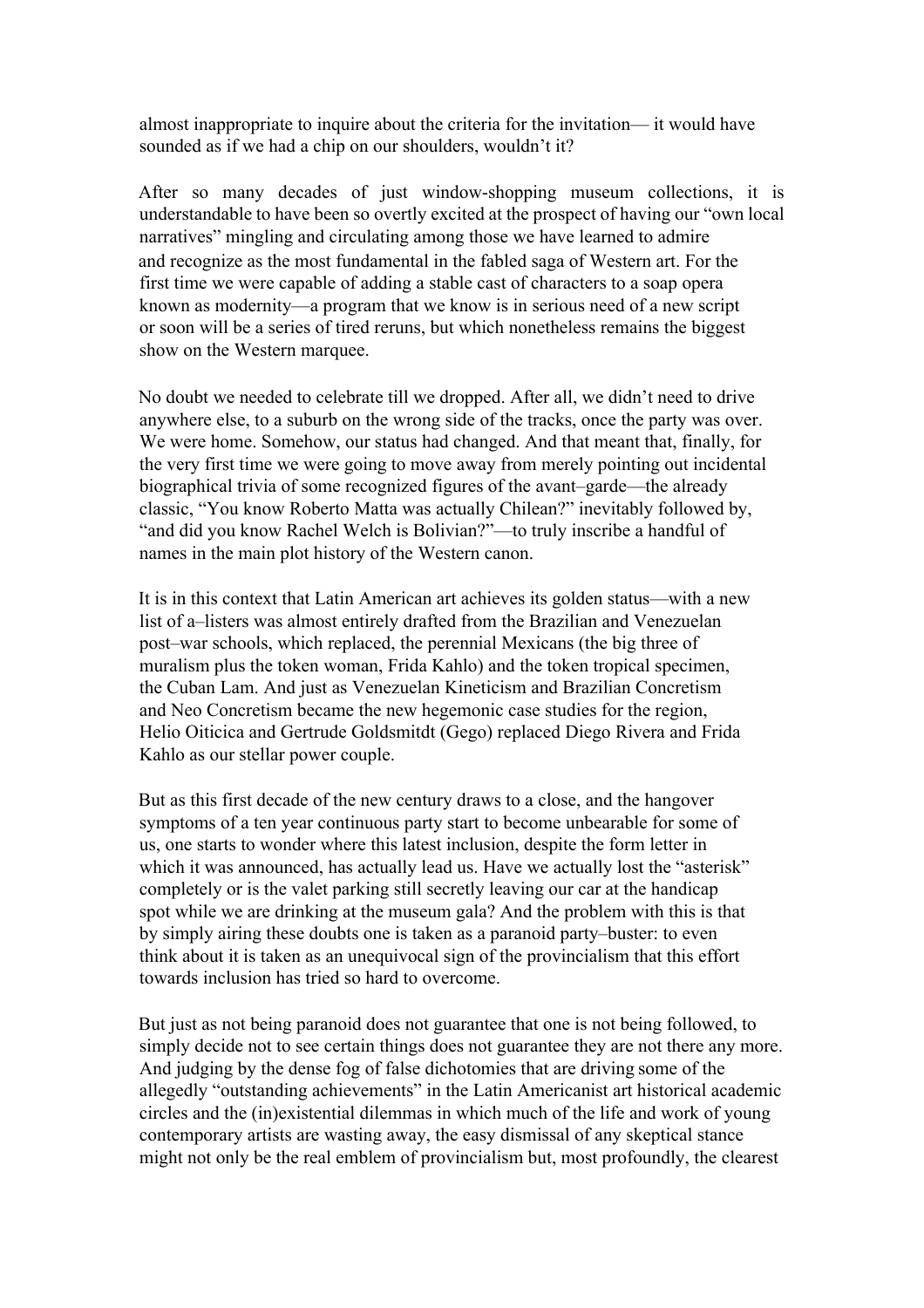almost inappropriate to inquire about the criteria for the invitation— it would have sounded as if we had a chip on our shoulders, wouldn't it?

After so many decades of just window-shopping museum collections, it is understandable to have been so overtly excited at the prospect of having our "own local narratives" mingling and circulating among those we have learned to admire and recognize as the most fundamental in the fabled saga of Western art. For the first time we were capable of adding a stable cast of characters to a soap opera known as modernity—a program that we know is in serious need of a new script or soon will be a series of tired reruns, but which nonetheless remains the biggest show on the Western marquee.

No doubt we needed to celebrate till we dropped. After all, we didn't need to drive anywhere else, to a suburb on the wrong side of the tracks, once the party was over. We were home. Somehow, our status had changed. And that meant that, finally, for the very first time we were going to move away from merely pointing out incidental biographical trivia of some recognized figures of the avant–garde—the already classic, "You know Roberto Matta was actually Chilean?" inevitably followed by, "and did you know Rachel Welch is Bolivian?"—to truly inscribe a handful of names in the main plot history of the Western canon.

It is in this context that Latin American art achieves its golden status—with a new list of a–listers was almost entirely drafted from the Brazilian and Venezuelan post–war schools, which replaced, the perennial Mexicans (the big three of muralism plus the token woman, Frida Kahlo) and the token tropical specimen, the Cuban Lam. And just as Venezuelan Kineticism and Brazilian Concretism and Neo Concretism became the new hegemonic case studies for the region, Helio Oiticica and Gertrude Goldsmitdt (Gego) replaced Diego Rivera and Frida Kahlo as our stellar power couple.

But as this first decade of the new century draws to a close, and the hangover symptoms of a ten year continuous party start to become unbearable for some of us, one starts to wonder where this latest inclusion, despite the form letter in which it was announced, has actually lead us. Have we actually lost the "asterisk" completely or is the valet parking still secretly leaving our car at the handicap spot while we are drinking at the museum gala? And the problem with this is that by simply airing these doubts one is taken as a paranoid party–buster: to even think about it is taken as an unequivocal sign of the provincialism that this effort towards inclusion has tried so hard to overcome.

But just as not being paranoid does not guarantee that one is not being followed, to simply decide not to see certain things does not guarantee they are not there any more. And judging by the dense fog of false dichotomies that are driving some of the allegedly "outstanding achievements" in the Latin Americanist art historical academic circles and the (in)existential dilemmas in which much of the life and work of young contemporary artists are wasting away, the easy dismissal of any skeptical stance might not only be the real emblem of provincialism but, most profoundly, the clearest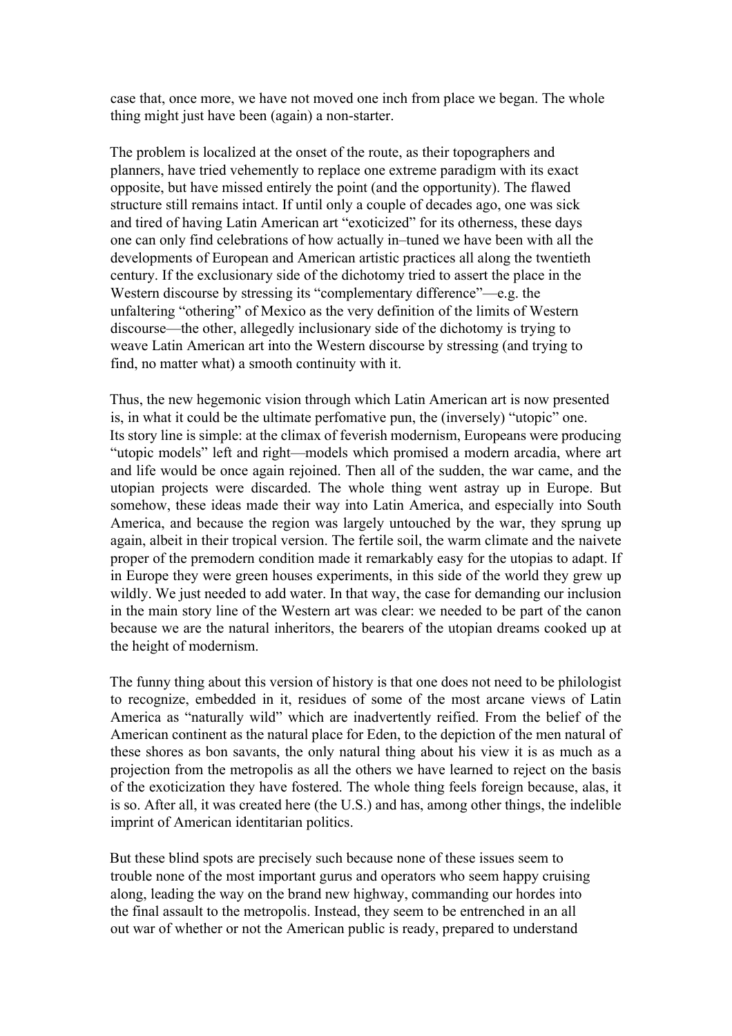case that, once more, we have not moved one inch from place we began. The whole thing might just have been (again) a non-starter.

The problem is localized at the onset of the route, as their topographers and planners, have tried vehemently to replace one extreme paradigm with its exact opposite, but have missed entirely the point (and the opportunity). The flawed structure still remains intact. If until only a couple of decades ago, one was sick and tired of having Latin American art "exoticized" for its otherness, these days one can only find celebrations of how actually in–tuned we have been with all the developments of European and American artistic practices all along the twentieth century. If the exclusionary side of the dichotomy tried to assert the place in the Western discourse by stressing its "complementary difference"—e.g. the unfaltering "othering" of Mexico as the very definition of the limits of Western discourse—the other, allegedly inclusionary side of the dichotomy is trying to weave Latin American art into the Western discourse by stressing (and trying to find, no matter what) a smooth continuity with it.

Thus, the new hegemonic vision through which Latin American art is now presented is, in what it could be the ultimate perfomative pun, the (inversely) "utopic" one. Its story line is simple: at the climax of feverish modernism, Europeans were producing "utopic models" left and right—models which promised a modern arcadia, where art and life would be once again rejoined. Then all of the sudden, the war came, and the utopian projects were discarded. The whole thing went astray up in Europe. But somehow, these ideas made their way into Latin America, and especially into South America, and because the region was largely untouched by the war, they sprung up again, albeit in their tropical version. The fertile soil, the warm climate and the naivete proper of the premodern condition made it remarkably easy for the utopias to adapt. If in Europe they were green houses experiments, in this side of the world they grew up wildly. We just needed to add water. In that way, the case for demanding our inclusion in the main story line of the Western art was clear: we needed to be part of the canon because we are the natural inheritors, the bearers of the utopian dreams cooked up at the height of modernism.

The funny thing about this version of history is that one does not need to be philologist to recognize, embedded in it, residues of some of the most arcane views of Latin America as "naturally wild" which are inadvertently reified. From the belief of the American continent as the natural place for Eden, to the depiction of the men natural of these shores as bon savants, the only natural thing about his view it is as much as a projection from the metropolis as all the others we have learned to reject on the basis of the exoticization they have fostered. The whole thing feels foreign because, alas, it is so. After all, it was created here (the U.S.) and has, among other things, the indelible imprint of American identitarian politics.

But these blind spots are precisely such because none of these issues seem to trouble none of the most important gurus and operators who seem happy cruising along, leading the way on the brand new highway, commanding our hordes into the final assault to the metropolis. Instead, they seem to be entrenched in an all out war of whether or not the American public is ready, prepared to understand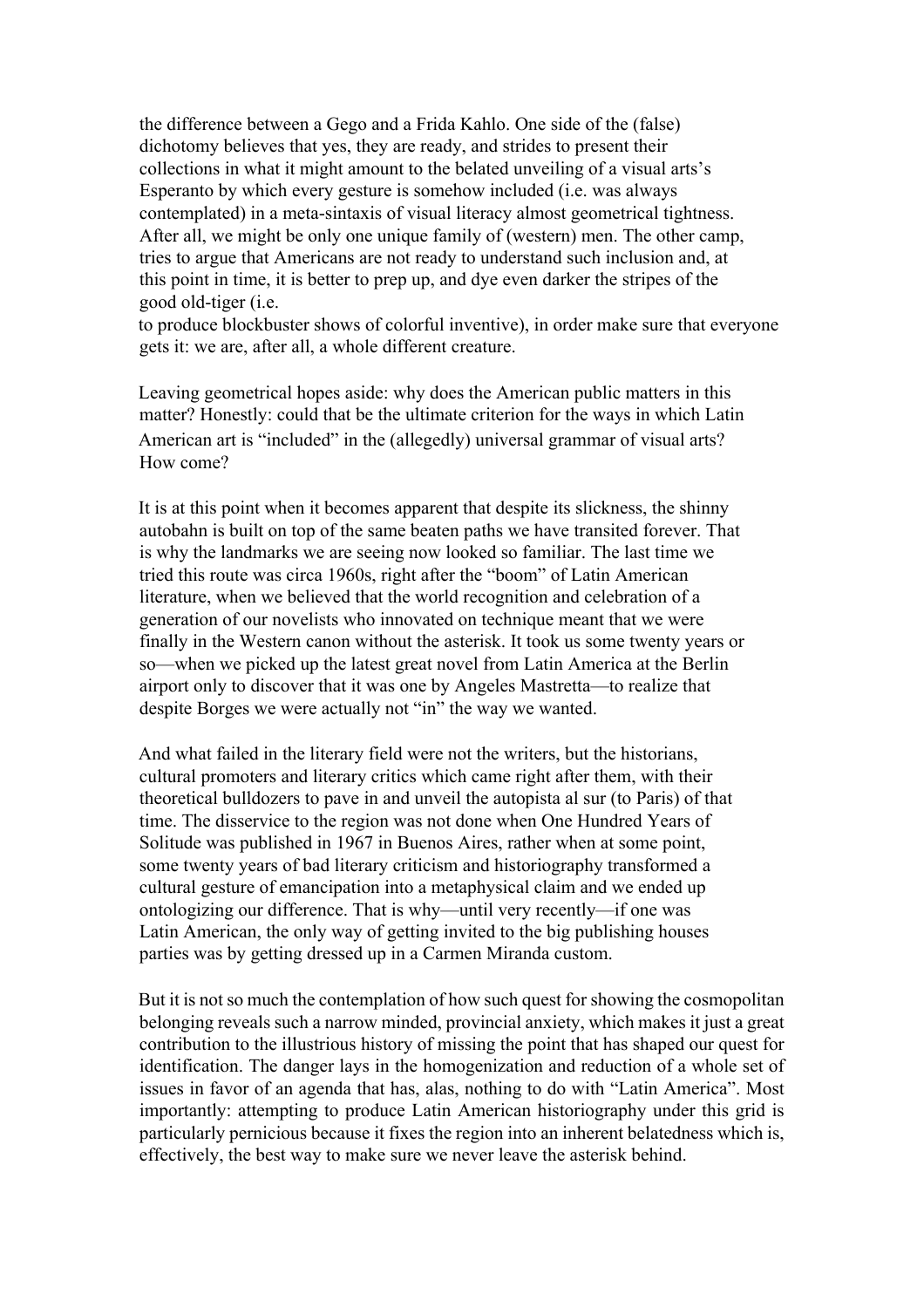the difference between a Gego and a Frida Kahlo. One side of the (false) dichotomy believes that yes, they are ready, and strides to present their collections in what it might amount to the belated unveiling of a visual arts's Esperanto by which every gesture is somehow included (i.e. was always contemplated) in a meta-sintaxis of visual literacy almost geometrical tightness. After all, we might be only one unique family of (western) men. The other camp, tries to argue that Americans are not ready to understand such inclusion and, at this point in time, it is better to prep up, and dye even darker the stripes of the good old-tiger (i.e. to produce blockbuster shows of colorful inventive), in order make sure that everyone gets it: we are, after all, a whole different creature.

Leaving geometrical hopes aside: why does the American public matters in this matter? Honestly: could that be the ultimate criterion for the ways in which Latin American art is "included" in the (allegedly) universal grammar of visual arts? How come?

It is at this point when it becomes apparent that despite its slickness, the shinny autobahn is built on top of the same beaten paths we have transited forever. That is why the landmarks we are seeing now looked so familiar. The last time we tried this route was circa 1960s, right after the "boom" of Latin American literature, when we believed that the world recognition and celebration of a generation of our novelists who innovated on technique meant that we were finally in the Western canon without the asterisk. It took us some twenty years or so—when we picked up the latest great novel from Latin America at the Berlin airport only to discover that it was one by Angeles Mastretta—to realize that despite Borges we were actually not "in" the way we wanted.

And what failed in the literary field were not the writers, but the historians, cultural promoters and literary critics which came right after them, with their theoretical bulldozers to pave in and unveil the autopista al sur (to Paris) of that time. The disservice to the region was not done when One Hundred Years of Solitude was published in 1967 in Buenos Aires, rather when at some point, some twenty years of bad literary criticism and historiography transformed a cultural gesture of emancipation into a metaphysical claim and we ended up ontologizing our difference. That is why—until very recently—if one was Latin American, the only way of getting invited to the big publishing houses parties was by getting dressed up in a Carmen Miranda custom.

But it is not so much the contemplation of how such quest for showing the cosmopolitan belonging reveals such a narrow minded, provincial anxiety, which makes it just a great contribution to the illustrious history of missing the point that has shaped our quest for identification. The danger lays in the homogenization and reduction of a whole set of issues in favor of an agenda that has, alas, nothing to do with "Latin America". Most importantly: attempting to produce Latin American historiography under this grid is particularly pernicious because it fixes the region into an inherent belatedness which is, effectively, the best way to make sure we never leave the asterisk behind.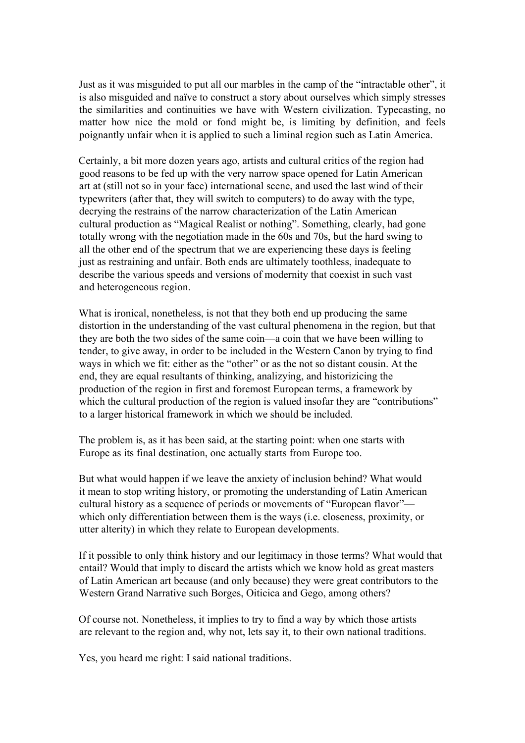Just as it was misguided to put all our marbles in the camp of the "intractable other", it is also misguided and naïve to construct a story about ourselves which simply stresses the similarities and continuities we have with Western civilization. Typecasting, no matter how nice the mold or fond might be, is limiting by definition, and feels poignantly unfair when it is applied to such a liminal region such as Latin America.

Certainly, a bit more dozen years ago, artists and cultural critics of the region had good reasons to be fed up with the very narrow space opened for Latin American art at (still not so in your face) international scene, and used the last wind of their typewriters (after that, they will switch to computers) to do away with the type, decrying the restrains of the narrow characterization of the Latin American cultural production as "Magical Realist or nothing". Something, clearly, had gone totally wrong with the negotiation made in the 60s and 70s, but the hard swing to all the other end of the spectrum that we are experiencing these days is feeling just as restraining and unfair. Both ends are ultimately toothless, inadequate to describe the various speeds and versions of modernity that coexist in such vast and heterogeneous region.

What is ironical, nonetheless, is not that they both end up producing the same distortion in the understanding of the vast cultural phenomena in the region, but that they are both the two sides of the same coin—a coin that we have been willing to tender, to give away, in order to be included in the Western Canon by trying to find ways in which we fit: either as the "other" or as the not so distant cousin. At the end, they are equal resultants of thinking, analizing, and historizicing the production of the region in first and foremost European terms, a framework by which the cultural production of the region is valued insofar they are "contributions" to a larger historical framework in which we should be included.

The problem is, as it has been said, at the starting point: when one starts with Europe as its final destination, one actually starts from Europe too.

But what would happen if we leave the anxiety of inclusion behind? What would it mean to stop writing history, or promoting the understanding of Latin American cultural history as a sequence of periods or movements of "European flavor"—which only differentiation between them is the ways (i.e. closeness, proximity, or utter alterity) in which they relate to European developments.

If it possible to only think history and our legitimacy in those terms? What would that entail? Would that imply to discard the artists which we know hold as great masters of Latin American art because (and only because) they were great contributors to the Western Grand Narrative such Borges, Oiticica and Gego, among others?

Of course not. Nonetheless, it implies to try to find a way by which those artists are relevant to the region and, why not, lets say it, to their own national traditions.

Yes, you heard me right: I said national traditions.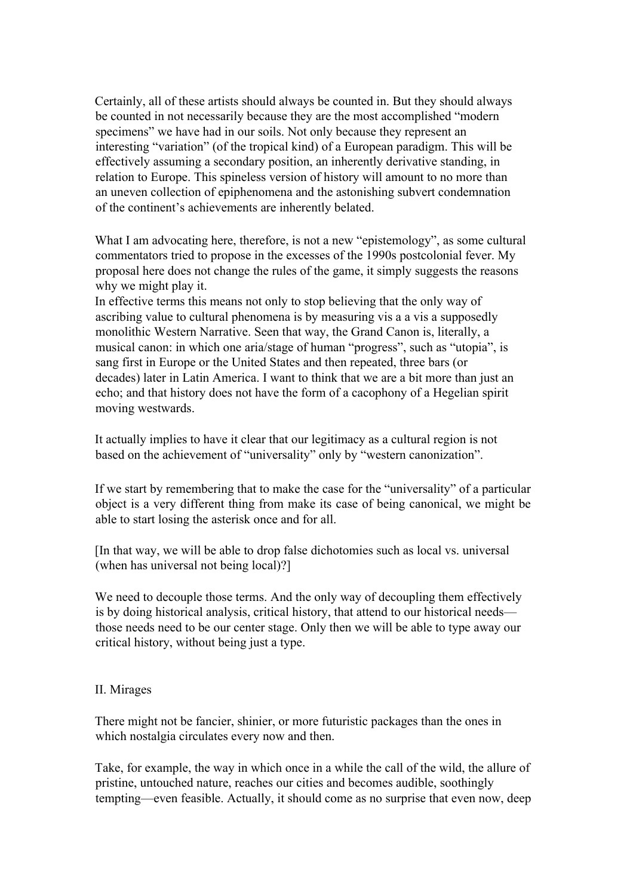Certainly, all of these artists should always be counted in. But they should always be counted in not necessarily because they are the most accomplished "modern specimens" we have had in our soils. Not only because they represent an interesting "variation" (of the tropical kind) of a European paradigm. This will be effectively assuming a secondary position, an inherently derivative standing, in relation to Europe. This spineless version of history will amount to no more than an uneven collection of epiphenomena and the astonishing subvert condemnation of the continent's achievements are inherently belated.

What I am advocating here, therefore, is not a new "epistemology", as some cultural commentators tried to propose in the excesses of the 1990s postcolonial fever. My proposal here does not change the rules of the game, it simply suggests the reasons why we might play it.
In effective terms this means not only to stop believing that the only way of ascribing value to cultural phenomena is by measuring vis a a vis a supposedly monolithic Western Narrative. Seen that way, the Grand Canon is, literally, a musical canon: in which one aria/stage of human "progress", such as "utopia", is sang first in Europe or the United States and then repeated, three bars (or decades) later in Latin America. I want to think that we are a bit more than just an echo; and that history does not have the form of a cacophony of a Hegelian spirit moving westwards.

It actually implies to have it clear that our legitimacy as a cultural region is not based on the achievement of "universality" only by "western canonization".

If we start by remembering that to make the case for the "universality" of a particular object is a very different thing from make its case of being canonical, we might be able to start losing the asterisk once and for all.

[In that way, we will be able to drop false dichotomies such as local vs. universal (when has universal not being local)?]

We need to decouple those terms. And the only way of decoupling them effectively is by doing historical analysis, critical history, that attend to our historical needs—those needs need to be our center stage. Only then we will be able to type away our critical history, without being just a type.

## II. Mirages

There might not be fancier, shinier, or more futuristic packages than the ones in which nostalgia circulates every now and then.

Take, for example, the way in which once in a while the call of the wild, the allure of pristine, untouched nature, reaches our cities and becomes audible, soothingly tempting—even feasible. Actually, it should come as no surprise that even now, deep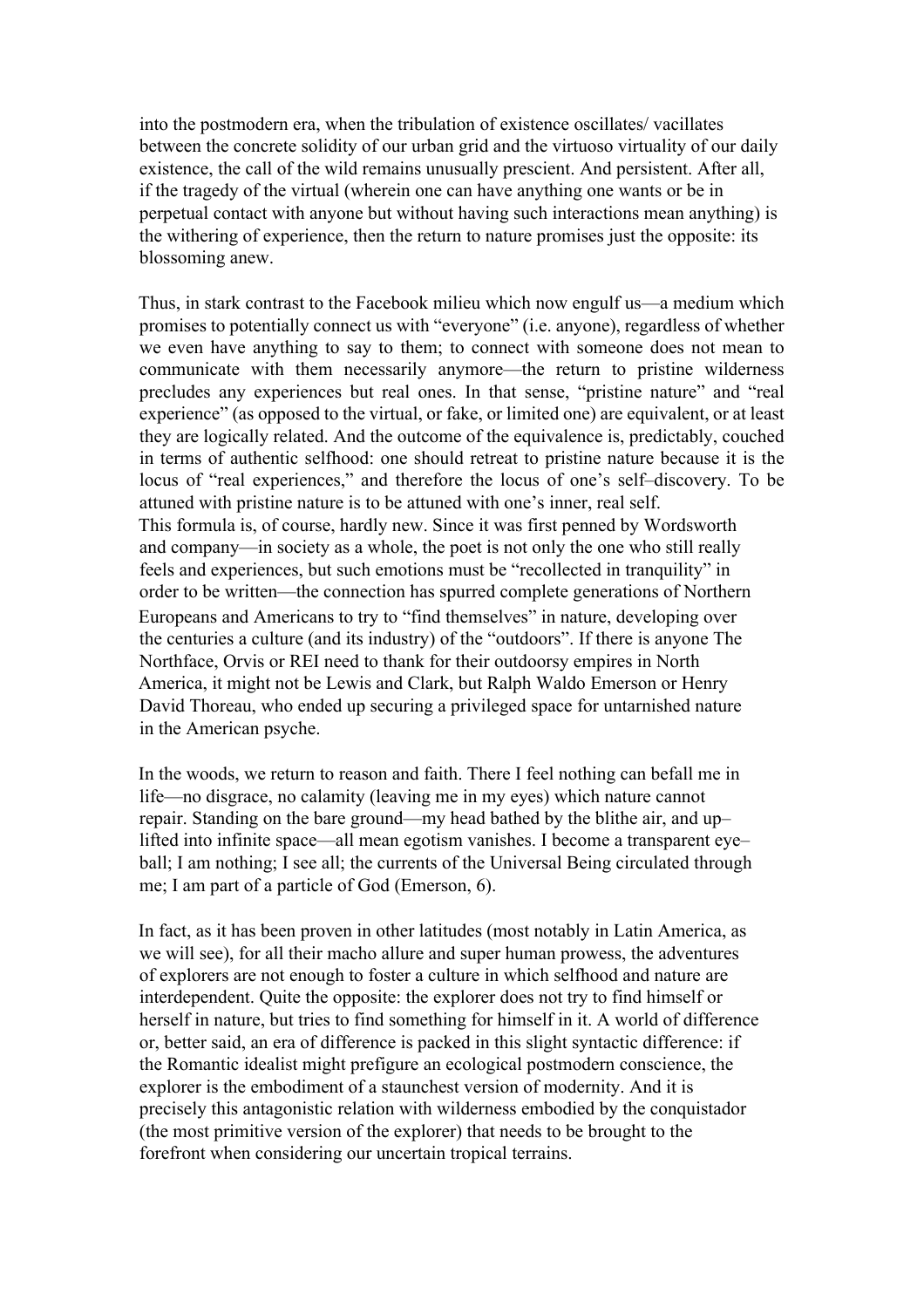into the postmodern era, when the tribulation of existence oscillates/ vacillates between the concrete solidity of our urban grid and the virtuoso virtuality of our daily existence, the call of the wild remains unusually prescient. And persistent. After all, if the tragedy of the virtual (wherein one can have anything one wants or be in perpetual contact with anyone but without having such interactions mean anything) is the withering of experience, then the return to nature promises just the opposite: its blossoming anew.

Thus, in stark contrast to the Facebook milieu which now engulf us—a medium which promises to potentially connect us with "everyone" (i.e. anyone), regardless of whether we even have anything to say to them; to connect with someone does not mean to communicate with them necessarily anymore—the return to pristine wilderness precludes any experiences but real ones. In that sense, "pristine nature" and "real experience" (as opposed to the virtual, or fake, or limited one) are equivalent, or at least they are logically related. And the outcome of the equivalence is, predictably, couched in terms of authentic selfhood: one should retreat to pristine nature because it is the locus of "real experiences," and therefore the locus of one's self–discovery. To be attuned with pristine nature is to be attuned with one's inner, real self.
This formula is, of course, hardly new. Since it was first penned by Wordsworth and company—in society as a whole, the poet is not only the one who still really feels and experiences, but such emotions must be "recollected in tranquility" in order to be written—the connection has spurred complete generations of Northern Europeans and Americans to try to "find themselves" in nature, developing over the centuries a culture (and its industry) of the "outdoors". If there is anyone The Northface, Orvis or REI need to thank for their outdoorsy empires in North America, it might not be Lewis and Clark, but Ralph Waldo Emerson or Henry David Thoreau, who ended up securing a privileged space for untarnished nature in the American psyche.

In the woods, we return to reason and faith. There I feel nothing can befall me in life—no disgrace, no calamity (leaving me in my eyes) which nature cannot repair. Standing on the bare ground—my head bathed by the blithe air, and up–lifted into infinite space—all mean egotism vanishes. I become a transparent eye–ball; I am nothing; I see all; the currents of the Universal Being circulated through me; I am part of a particle of God (Emerson, 6).

In fact, as it has been proven in other latitudes (most notably in Latin America, as we will see), for all their macho allure and super human prowess, the adventures of explorers are not enough to foster a culture in which selfhood and nature are interdependent. Quite the opposite: the explorer does not try to find himself or herself in nature, but tries to find something for himself in it. A world of difference or, better said, an era of difference is packed in this slight syntactic difference: if the Romantic idealist might prefigure an ecological postmodern conscience, the explorer is the embodiment of a staunchest version of modernity. And it is precisely this antagonistic relation with wilderness embodied by the conquistador (the most primitive version of the explorer) that needs to be brought to the forefront when considering our uncertain tropical terrains.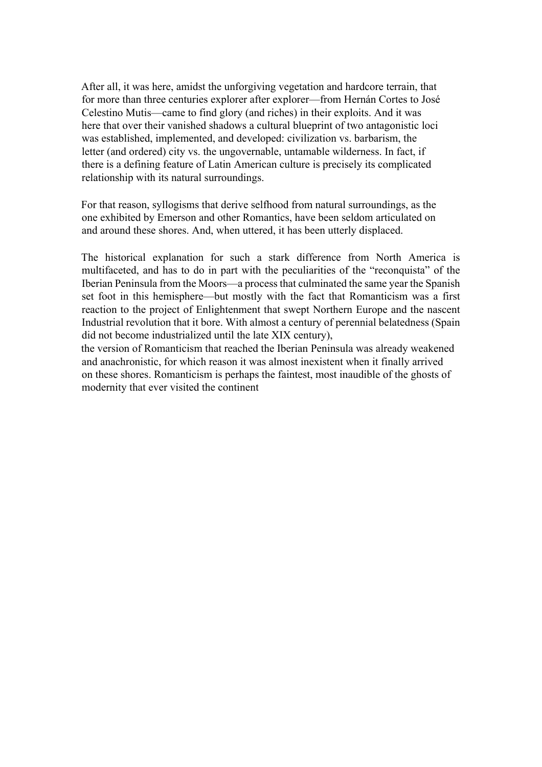After all, it was here, amidst the unforgiving vegetation and hardcore terrain, that for more than three centuries explorer after explorer—from Hernán Cortes to José Celestino Mutis—came to find glory (and riches) in their exploits. And it was here that over their vanished shadows a cultural blueprint of two antagonistic loci was established, implemented, and developed: civilization vs. barbarism, the letter (and ordered) city vs. the ungovernable, untamable wilderness. In fact, if there is a defining feature of Latin American culture is precisely its complicated relationship with its natural surroundings.

For that reason, syllogisms that derive selfhood from natural surroundings, as the one exhibited by Emerson and other Romantics, have been seldom articulated on and around these shores. And, when uttered, it has been utterly displaced.

The historical explanation for such a stark difference from North America is multifaceted, and has to do in part with the peculiarities of the "reconquista" of the Iberian Peninsula from the Moors—a process that culminated the same year the Spanish set foot in this hemisphere—but mostly with the fact that Romanticism was a first reaction to the project of Enlightenment that swept Northern Europe and the nascent Industrial revolution that it bore. With almost a century of perennial belatedness (Spain did not become industrialized until the late XIX century), the version of Romanticism that reached the Iberian Peninsula was already weakened and anachronistic, for which reason it was almost inexistent when it finally arrived on these shores. Romanticism is perhaps the faintest, most inaudible of the ghosts of modernity that ever visited the continent